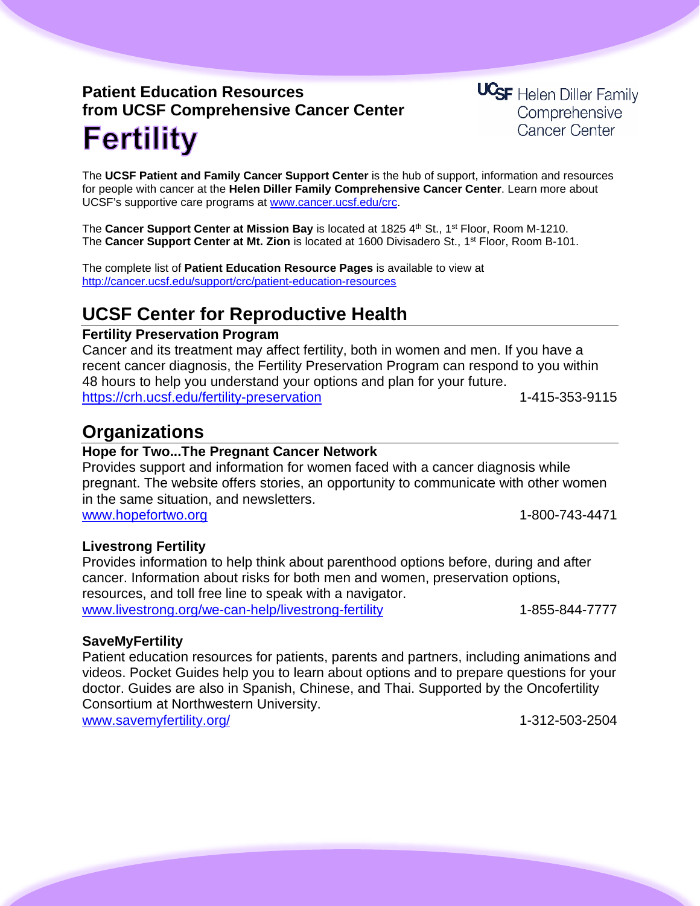**Patient Education Resources**
**from UCSF Comprehensive Cancer Center**

# Fertility

UCSF Helen Diller Family Comprehensive Cancer Center

The **UCSF Patient and Family Cancer Support Center** is the hub of support, information and resources for people with cancer at the **Helen Diller Family Comprehensive Cancer Center**. Learn more about UCSF's supportive care programs at www.cancer.ucsf.edu/crc.

The **Cancer Support Center at Mission Bay** is located at 1825 4th St., 1st Floor, Room M-1210.
The **Cancer Support Center at Mt. Zion** is located at 1600 Divisadero St., 1st Floor, Room B-101.

The complete list of **Patient Education Resource Pages** is available to view at
http://cancer.ucsf.edu/support/crc/patient-education-resources

## UCSF Center for Reproductive Health

**Fertility Preservation Program**
Cancer and its treatment may affect fertility, both in women and men. If you have a recent cancer diagnosis, the Fertility Preservation Program can respond to you within 48 hours to help you understand your options and plan for your future.
https://crh.ucsf.edu/fertility-preservation 1-415-353-9115

## Organizations

**Hope for Two...The Pregnant Cancer Network**
Provides support and information for women faced with a cancer diagnosis while pregnant. The website offers stories, an opportunity to communicate with other women in the same situation, and newsletters.
www.hopefortwo.org 1-800-743-4471

**Livestrong Fertility**
Provides information to help think about parenthood options before, during and after cancer. Information about risks for both men and women, preservation options, resources, and toll free line to speak with a navigator.
www.livestrong.org/we-can-help/livestrong-fertility 1-855-844-7777

**SaveMyFertility**
Patient education resources for patients, parents and partners, including animations and videos. Pocket Guides help you to learn about options and to prepare questions for your doctor. Guides are also in Spanish, Chinese, and Thai. Supported by the Oncofertility Consortium at Northwestern University.
www.savemyfertility.org/ 1-312-503-2504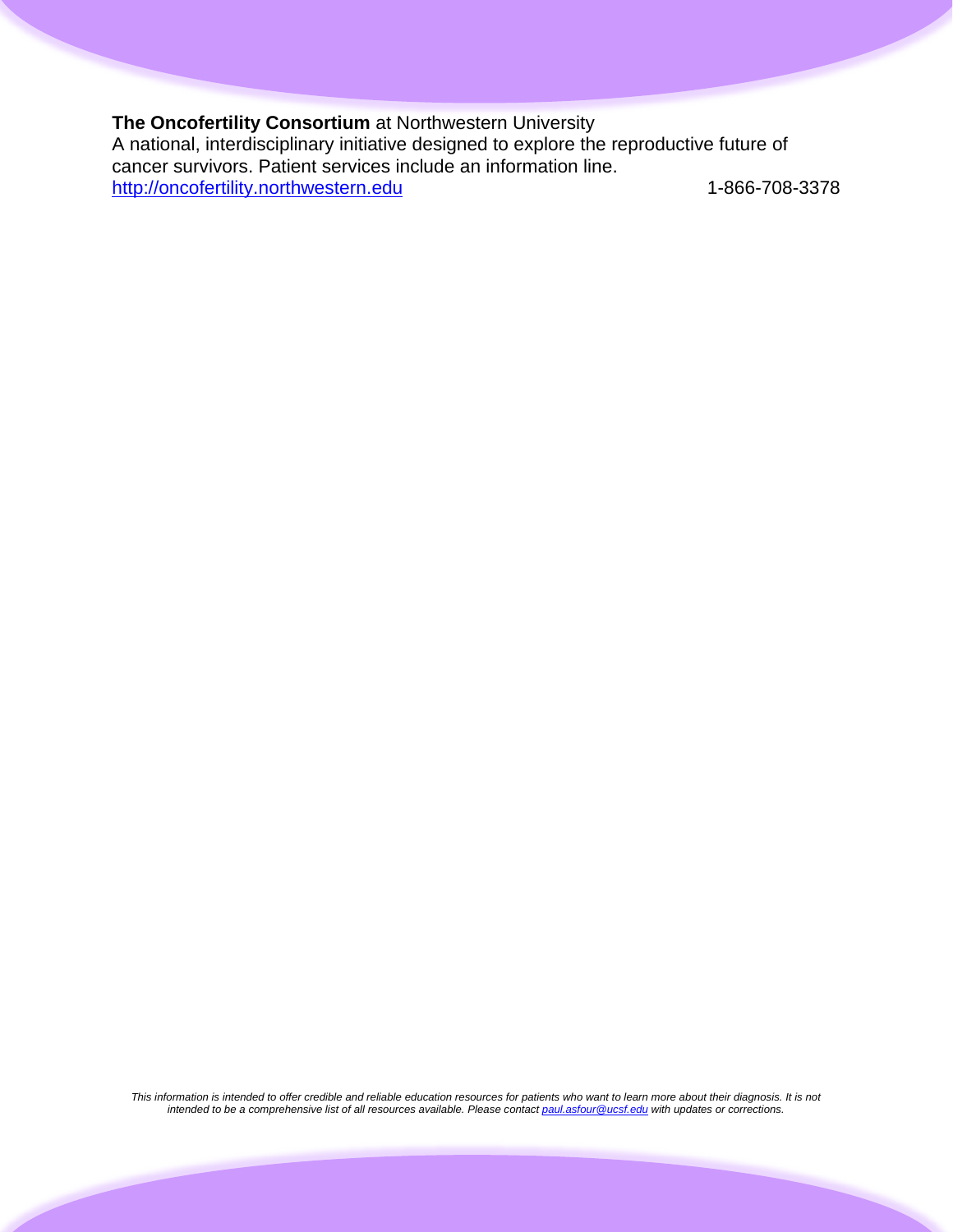**The Oncofertility Consortium** at Northwestern University
A national, interdisciplinary initiative designed to explore the reproductive future of cancer survivors. Patient services include an information line.
http://oncofertility.northwestern.edu 1-866-708-3378

*This information is intended to offer credible and reliable education resources for patients who want to learn more about their diagnosis. It is not intended to be a comprehensive list of all resources available. Please contact paul.asfour@ucsf.edu with updates or corrections.*